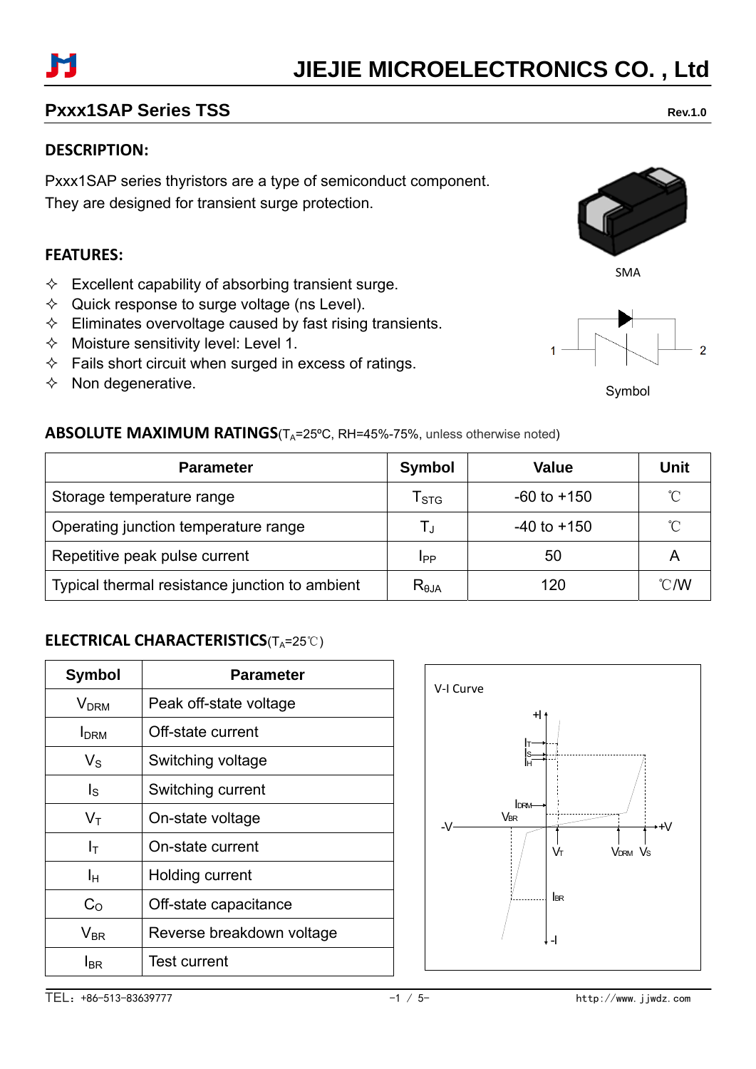# JIEJIE MICROELECTRONICS CO. , Ltd

## Pxxx1SAP Series TSS

Rev.1.0

### DESCRIPTION:

Pxxx1SAP series thyristors are a type of semiconduct component.
They are designed for transient surge protection.

SMA

### FEATURES:

- Excellent capability of absorbing transient surge.
- Quick response to surge voltage (ns Level).
- Eliminates overvoltage caused by fast rising transients.
- Moisture sensitivity level: Level 1.
- Fails short circuit when surged in excess of ratings.
- Non degenerative.

Symbol

### ABSOLUTE MAXIMUM RATINGS($T_A$=25ºC, RH=45%-75%, unless otherwise noted)

| Parameter | Symbol | Value | Unit |
|---|---|---|---|
| Storage temperature range | $T_{STG}$ | -60 to +150 | ℃ |
| Operating junction temperature range | $T_J$ | -40 to +150 | ℃ |
| Repetitive peak pulse current | $I_{PP}$ | 50 | A |
| Typical thermal resistance junction to ambient | $R_{\theta JA}$ | 120 | ℃/W |

### ELECTRICAL CHARACTERISTICS($T_A$=25℃)

| Symbol | Parameter |
|---|---|
| $V_{DRM}$ | Peak off-state voltage |
| $I_{DRM}$ | Off-state current |
| $V_S$ | Switching voltage |
| $I_S$ | Switching current |
| $V_T$ | On-state voltage |
| $I_T$ | On-state current |
| $I_H$ | Holding current |
| $C_O$ | Off-state capacitance |
| $V_{BR}$ | Reverse breakdown voltage |
| $I_{BR}$ | Test current |

V-I Curve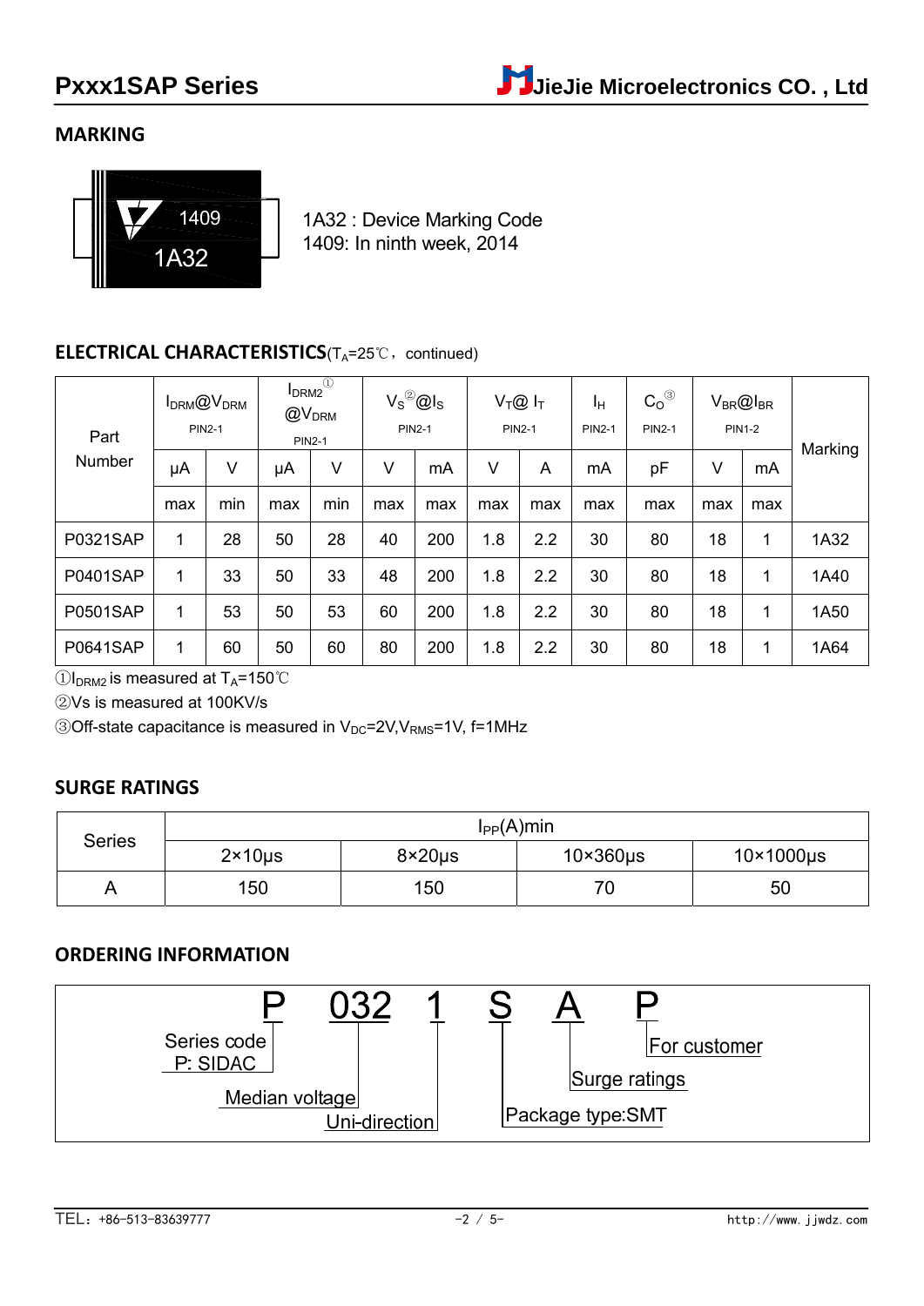## MARKING

1A32 : Device Marking Code
1409: In ninth week, 2014

## ELECTRICAL CHARACTERISTICS($T_A$=25℃，continued)

| Part Number | $I_{DRM}$@$V_{DRM}$ PIN2-1 | | $I_{DRM2}$ ① @$V_{DRM}$ PIN2-1 | | $V_S$ ② @$I_S$ PIN2-1 | | $V_T$@ $I_T$ PIN2-1 | | $I_H$ PIN2-1 | $C_O$ ③ PIN2-1 | $V_{BR}$@$I_{BR}$ PIN1-2 | | Marking |
|---|---|---|---|---|---|---|---|---|---|---|---|---|---|
| | μA | V | μA | V | V | mA | V | A | mA | pF | V | mA | |
| | max | min | max | min | max | max | max | max | max | max | max | max | |
| P0321SAP | 1 | 28 | 50 | 28 | 40 | 200 | 1.8 | 2.2 | 30 | 80 | 18 | 1 | 1A32 |
| P0401SAP | 1 | 33 | 50 | 33 | 48 | 200 | 1.8 | 2.2 | 30 | 80 | 18 | 1 | 1A40 |
| P0501SAP | 1 | 53 | 50 | 53 | 60 | 200 | 1.8 | 2.2 | 30 | 80 | 18 | 1 | 1A50 |
| P0641SAP | 1 | 60 | 50 | 60 | 80 | 200 | 1.8 | 2.2 | 30 | 80 | 18 | 1 | 1A64 |

①$I_{DRM2}$ is measured at $T_A$=150℃

②Vs is measured at 100KV/s

③Off-state capacitance is measured in $V_{DC}$=2V,$V_{RMS}$=1V, f=1MHz

## SURGE RATINGS

| Series | $I_{PP}$(A)min | | | |
|---|---|---|---|---|
| | 2×10μs | 8×20μs | 10×360μs | 10×1000μs |
| A | 150 | 150 | 70 | 50 |

## ORDERING INFORMATION

P 032 1 S A P

- P — Series code P: SIDAC
- 032 — Median voltage
- 1 — Uni-direction
- S — Package type:SMT
- A — Surge ratings
- P — For customer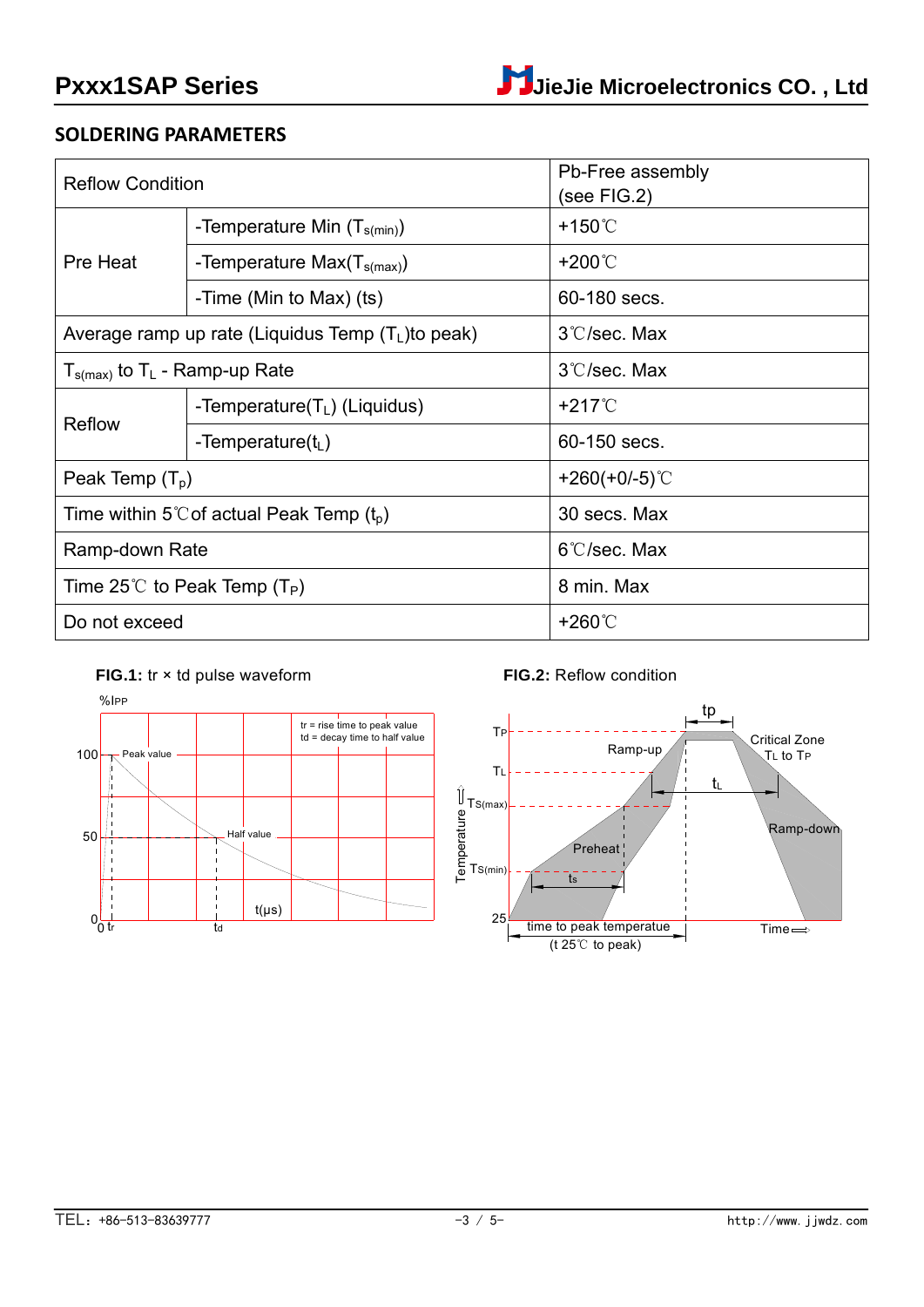## SOLDERING PARAMETERS

| Reflow Condition | | Pb-Free assembly (see FIG.2) |
|---|---|---|
| Pre Heat | -Temperature Min ($T_{s(min)}$) | +150℃ |
| | -Temperature Max($T_{s(max)}$) | +200℃ |
| | -Time (Min to Max) (ts) | 60-180 secs. |
| Average ramp up rate (Liquidus Temp ($T_L$)to peak) | | 3℃/sec. Max |
| $T_{s(max)}$ to $T_L$ - Ramp-up Rate | | 3℃/sec. Max |
| Reflow | -Temperature($T_L$) (Liquidus) | +217℃ |
| | -Temperature($t_L$) | 60-150 secs. |
| Peak Temp ($T_p$) | | +260(+0/-5)℃ |
| Time within 5℃of actual Peak Temp ($t_p$) | | 30 secs. Max |
| Ramp-down Rate | | 6℃/sec. Max |
| Time 25℃ to Peak Temp ($T_P$) | | 8 min. Max |
| Do not exceed | | +260℃ |

**FIG.1:** tr × td pulse waveform

**FIG.2:** Reflow condition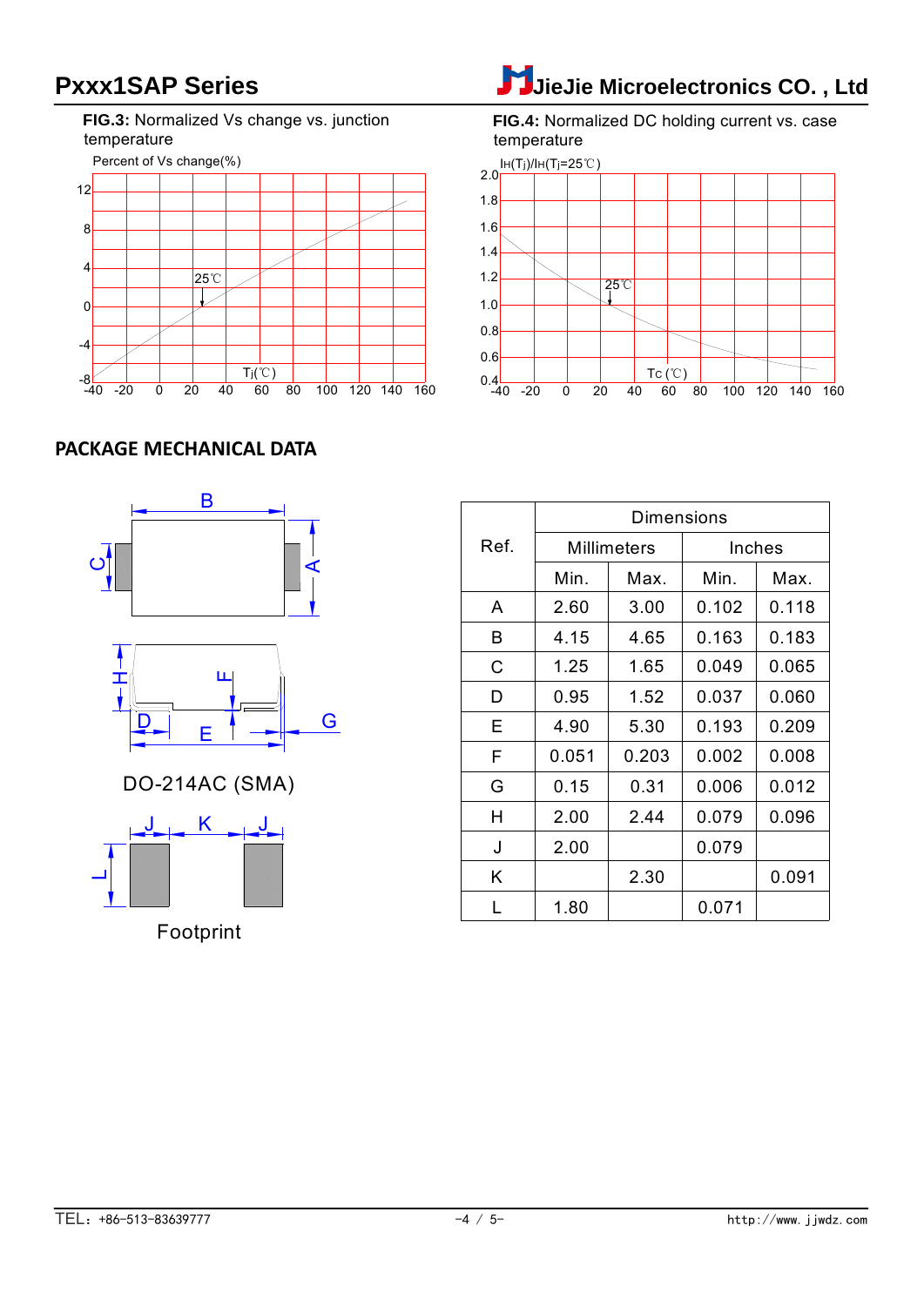**FIG.3:** Normalized Vs change vs. junction temperature

Percent of Vs change(%)

**FIG.4:** Normalized DC holding current vs. case temperature

## PACKAGE MECHANICAL DATA

DO-214AC (SMA)

Footprint

| Ref. | Dimensions | | | |
|---|---|---|---|---|
| | Millimeters | | Inches | |
| | Min. | Max. | Min. | Max. |
| A | 2.60 | 3.00 | 0.102 | 0.118 |
| B | 4.15 | 4.65 | 0.163 | 0.183 |
| C | 1.25 | 1.65 | 0.049 | 0.065 |
| D | 0.95 | 1.52 | 0.037 | 0.060 |
| E | 4.90 | 5.30 | 0.193 | 0.209 |
| F | 0.051 | 0.203 | 0.002 | 0.008 |
| G | 0.15 | 0.31 | 0.006 | 0.012 |
| H | 2.00 | 2.44 | 0.079 | 0.096 |
| J | 2.00 | | 0.079 | |
| K | | 2.30 | | 0.091 |
| L | 1.80 | | 0.071 | |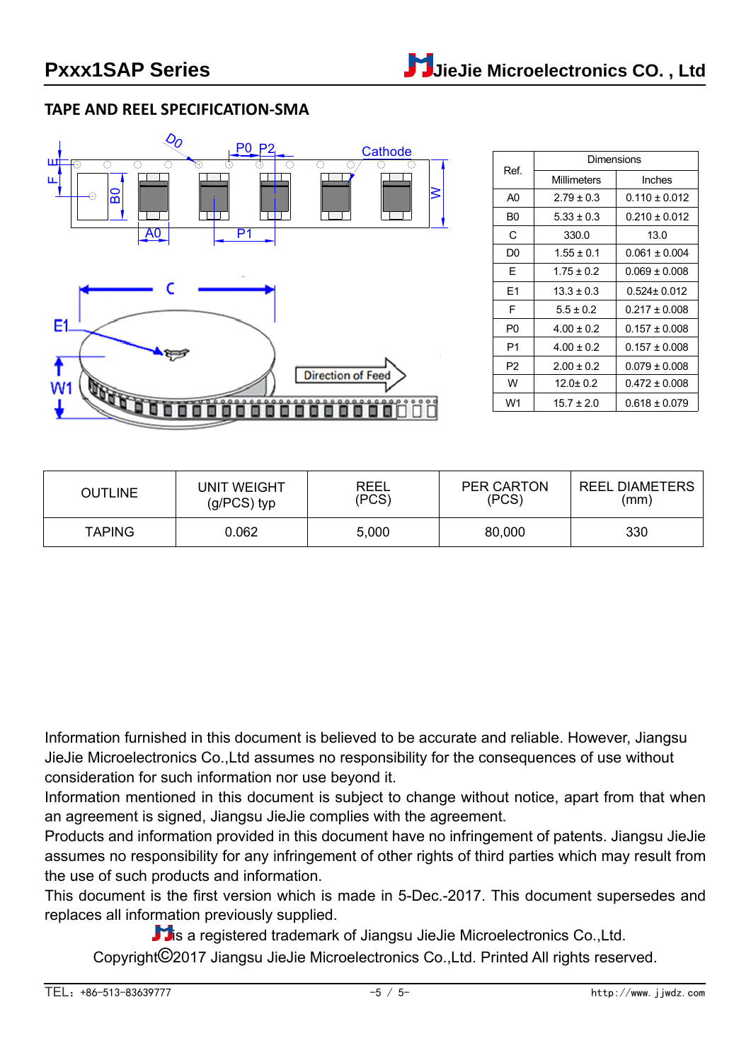## TAPE AND REEL SPECIFICATION-SMA

D0
P0 P2
Cathode
F E
B0
W
A0
P1
C
E1
W1
Direction of Feed

| Ref. | Dimensions | |
|---|---|---|
| | Millimeters | Inches |
| A0 | 2.79 ± 0.3 | 0.110 ± 0.012 |
| B0 | 5.33 ± 0.3 | 0.210 ± 0.012 |
| C | 330.0 | 13.0 |
| D0 | 1.55 ± 0.1 | 0.061 ± 0.004 |
| E | 1.75 ± 0.2 | 0.069 ± 0.008 |
| E1 | 13.3 ± 0.3 | 0.524± 0.012 |
| F | 5.5 ± 0.2 | 0.217 ± 0.008 |
| P0 | 4.00 ± 0.2 | 0.157 ± 0.008 |
| P1 | 4.00 ± 0.2 | 0.157 ± 0.008 |
| P2 | 2.00 ± 0.2 | 0.079 ± 0.008 |
| W | 12.0± 0.2 | 0.472 ± 0.008 |
| W1 | 15.7 ± 2.0 | 0.618 ± 0.079 |

| OUTLINE | UNIT WEIGHT (g/PCS) typ | REEL (PCS) | PER CARTON (PCS) | REEL DIAMETERS (mm) |
|---|---|---|---|---|
| TAPING | 0.062 | 5,000 | 80,000 | 330 |

Information furnished in this document is believed to be accurate and reliable. However, Jiangsu JieJie Microelectronics Co.,Ltd assumes no responsibility for the consequences of use without consideration for such information nor use beyond it.
Information mentioned in this document is subject to change without notice, apart from that when an agreement is signed, Jiangsu JieJie complies with the agreement.
Products and information provided in this document have no infringement of patents. Jiangsu JieJie assumes no responsibility for any infringement of other rights of third parties which may result from the use of such products and information.
This document is the first version which is made in 5-Dec.-2017. This document supersedes and replaces all information previously supplied.

is a registered trademark of Jiangsu JieJie Microelectronics Co.,Ltd.

Copyright©2017 Jiangsu JieJie Microelectronics Co.,Ltd. Printed All rights reserved.

TEL：+86-513-83639777　http://www.jjwdz.com